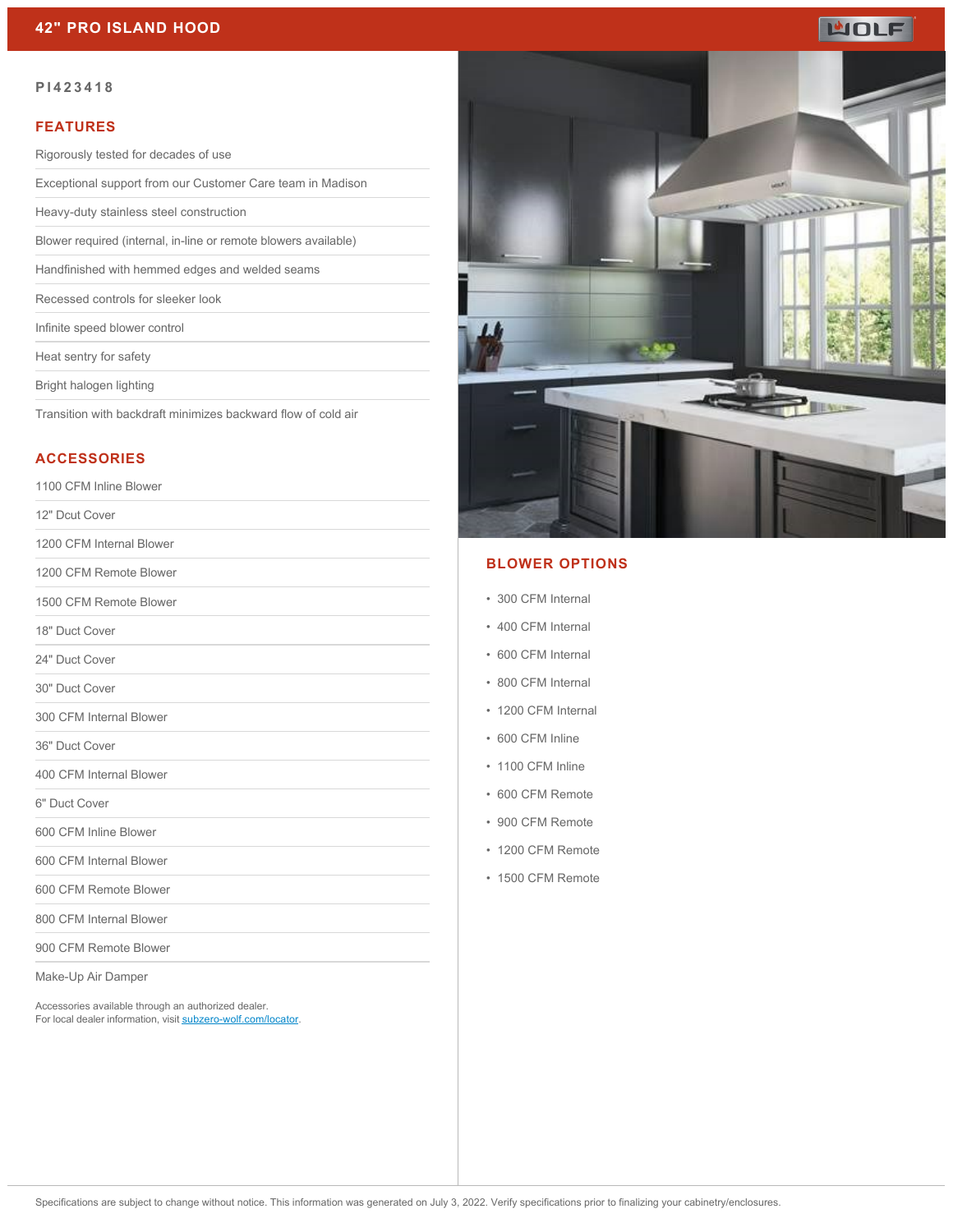# 42" PRO ISLAND HOOD

**PI423418**

## FEATURES

- Rigorously tested for decades of use
- Exceptional support from our Customer Care team in Madison
- Heavy-duty stainless steel construction
- Blower required (internal, in-line or remote blowers available)
- Handfinished with hemmed edges and welded seams
- Recessed controls for sleeker look
- Infinite speed blower control
- Heat sentry for safety
- Bright halogen lighting
- Transition with backdraft minimizes backward flow of cold air

## ACCESSORIES

- 1100 CFM Inline Blower
- 12" Dcut Cover
- 1200 CFM Internal Blower
- 1200 CFM Remote Blower
- 1500 CFM Remote Blower
- 18" Duct Cover
- 24" Duct Cover
- 30" Duct Cover
- 300 CFM Internal Blower
- 36" Duct Cover
- 400 CFM Internal Blower
- 6" Duct Cover
- 600 CFM Inline Blower
- 600 CFM Internal Blower
- 600 CFM Remote Blower
- 800 CFM Internal Blower
- 900 CFM Remote Blower
- Make-Up Air Damper

Accessories available through an authorized dealer.
For local dealer information, visit [subzero-wolf.com/locator](subzero-wolf.com/locator).

## BLOWER OPTIONS

- 300 CFM Internal
- 400 CFM Internal
- 600 CFM Internal
- 800 CFM Internal
- 1200 CFM Internal
- 600 CFM Inline
- 1100 CFM Inline
- 600 CFM Remote
- 900 CFM Remote
- 1200 CFM Remote
- 1500 CFM Remote

Specifications are subject to change without notice. This information was generated on July 3, 2022. Verify specifications prior to finalizing your cabinetry/enclosures.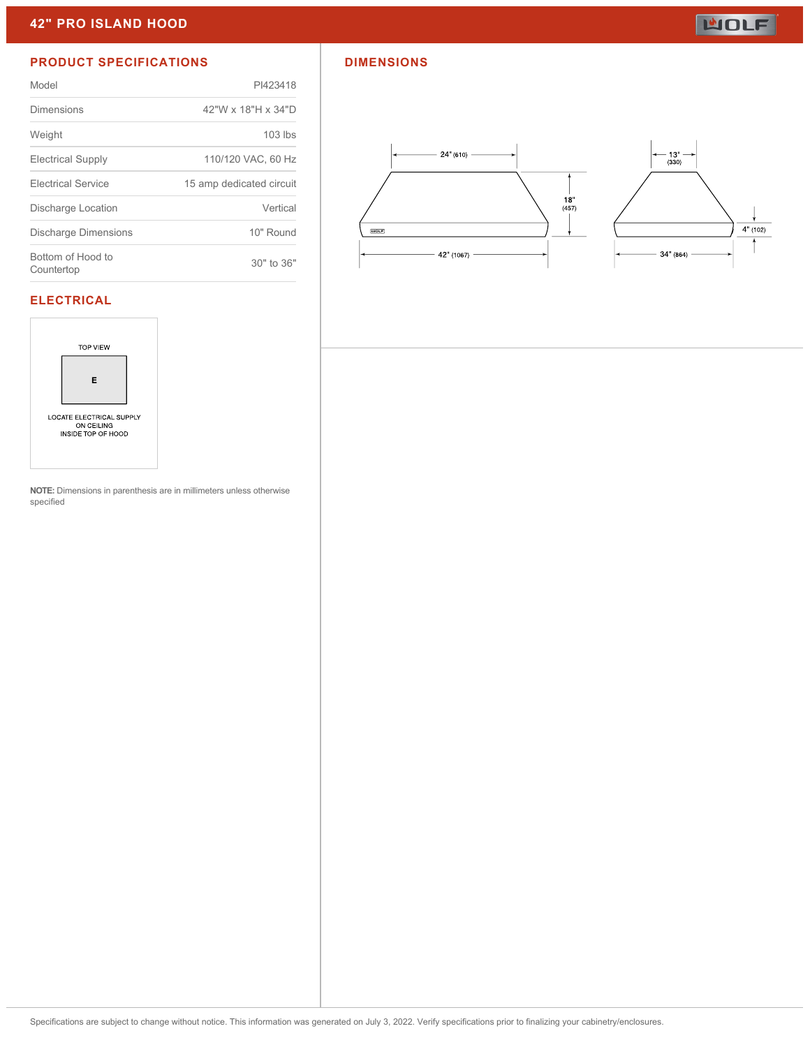# 42" PRO ISLAND HOOD

## PRODUCT SPECIFICATIONS

| | |
|---|---|
| Model | PI423418 |
| Dimensions | 42"W x 18"H x 34"D |
| Weight | 103 lbs |
| Electrical Supply | 110/120 VAC, 60 Hz |
| Electrical Service | 15 amp dedicated circuit |
| Discharge Location | Vertical |
| Discharge Dimensions | 10" Round |
| Bottom of Hood to Countertop | 30" to 36" |

## ELECTRICAL

TOP VIEW

E

LOCATE ELECTRICAL SUPPLY ON CEILING INSIDE TOP OF HOOD

**NOTE:** Dimensions in parenthesis are in millimeters unless otherwise specified

## DIMENSIONS

24" (610)

18" (457)

42" (1067)

13" (330)

4" (102)

34" (864)

Specifications are subject to change without notice. This information was generated on July 3, 2022. Verify specifications prior to finalizing your cabinetry/enclosures.